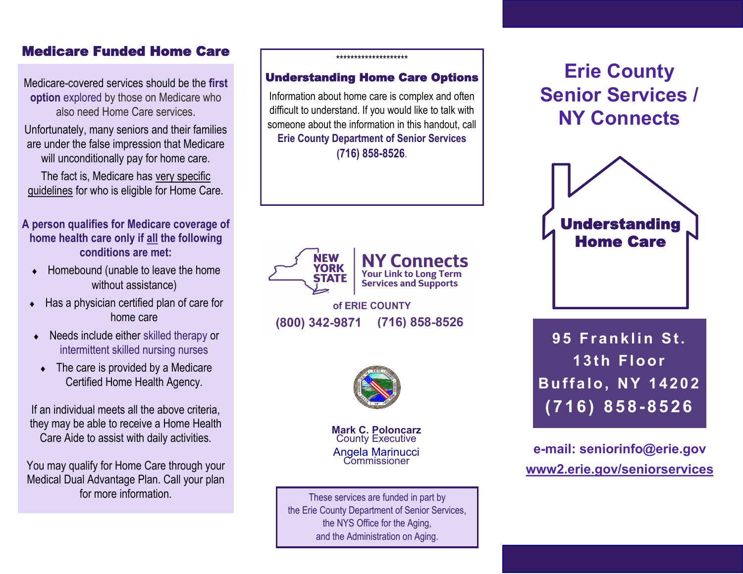## Medicare Funded Home Care

Medicare-covered services should be the **first option** explored by those on Medicare who also need Home Care services.

Unfortunately, many seniors and their families are under the false impression that Medicare will unconditionally pay for home care.

The fact is, Medicare has very specific guidelines for who is eligible for Home Care.

**A person qualifies for Medicare coverage of home health care only if all the following conditions are met:**

- Homebound (unable to leave the home without assistance)
- Has a physician certified plan of care for home care
- Needs include either skilled therapy or intermittent skilled nursing nurses
- The care is provided by a Medicare Certified Home Health Agency.

If an individual meets all the above criteria, they may be able to receive a Home Health Care Aide to assist with daily activities.

You may qualify for Home Care through your Medical Dual Advantage Plan. Call your plan for more information.

********************

## Understanding Home Care Options

Information about home care is complex and often difficult to understand. If you would like to talk with someone about the information in this handout, call **Erie County Department of Senior Services (716) 858-8526**.

NEW YORK STATE | **NY Connects** Your Link to Long Term Services and Supports

of ERIE COUNTY

(800) 342-9871 (716) 858-8526

**Mark C. Poloncarz**
County Executive

Angela Marinucci
Commissioner

These services are funded in part by the Erie County Department of Senior Services, the NYS Office for the Aging, and the Administration on Aging.

# Erie County Senior Services / NY Connects

## Understanding Home Care

**95 Franklin St.**
**13th Floor**
**Buffalo, NY 14202**
**(716) 858-8526**

**e-mail: seniorinfo@erie.gov**

**www2.erie.gov/seniorservices**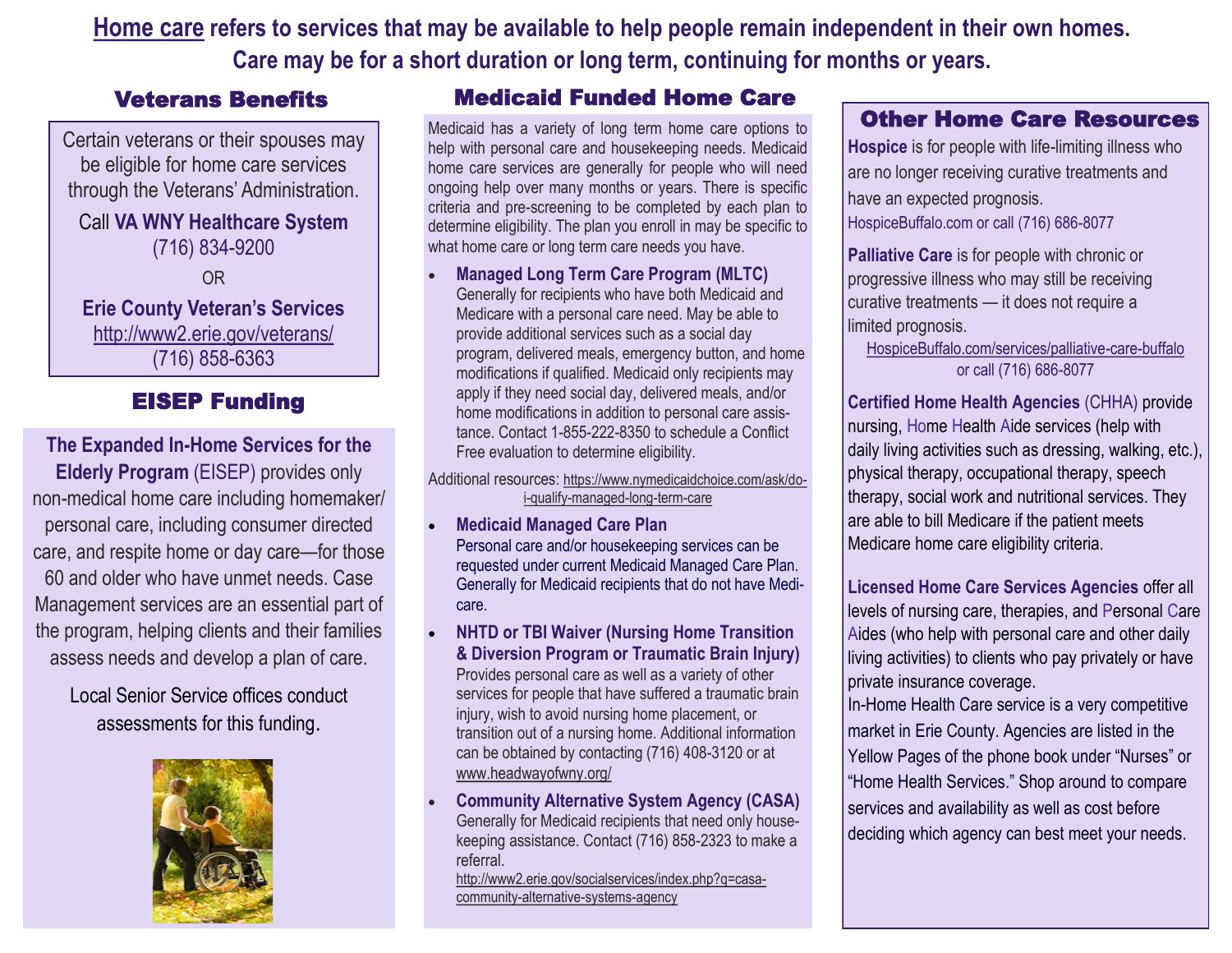**Home care** refers to services that may be available to help people remain independent in their own homes. Care may be for a short duration or long term, continuing for months or years.

## Veterans Benefits

Certain veterans or their spouses may be eligible for home care services through the Veterans' Administration.

Call **VA WNY Healthcare System**
(716) 834-9200

OR

**Erie County Veteran's Services**
http://www2.erie.gov/veterans/
(716) 858-6363

## EISEP Funding

**The Expanded In-Home Services for the Elderly Program** (EISEP) provides only non-medical home care including homemaker/ personal care, including consumer directed care, and respite home or day care—for those 60 and older who have unmet needs. Case Management services are an essential part of the program, helping clients and their families assess needs and develop a plan of care.

Local Senior Service offices conduct assessments for this funding.

## Medicaid Funded Home Care

Medicaid has a variety of long term home care options to help with personal care and housekeeping needs. Medicaid home care services are generally for people who will need ongoing help over many months or years. There is specific criteria and pre-screening to be completed by each plan to determine eligibility. The plan you enroll in may be specific to what home care or long term care needs you have.

- **Managed Long Term Care Program (MLTC)**
  Generally for recipients who have both Medicaid and Medicare with a personal care need. May be able to provide additional services such as a social day program, delivered meals, emergency button, and home modifications if qualified. Medicaid only recipients may apply if they need social day, delivered meals, and/or home modifications in addition to personal care assistance. Contact 1-855-222-8350 to schedule a Conflict Free evaluation to determine eligibility.

Additional resources: https://www.nymedicaidchoice.com/ask/do-i-qualify-managed-long-term-care

- **Medicaid Managed Care Plan**
  Personal care and/or housekeeping services can be requested under current Medicaid Managed Care Plan. Generally for Medicaid recipients that do not have Medicare.
- **NHTD or TBI Waiver (Nursing Home Transition & Diversion Program or Traumatic Brain Injury)**
  Provides personal care as well as a variety of other services for people that have suffered a traumatic brain injury, wish to avoid nursing home placement, or transition out of a nursing home. Additional information can be obtained by contacting (716) 408-3120 or at www.headwayofwny.org/
- **Community Alternative System Agency (CASA)**
  Generally for Medicaid recipients that need only housekeeping assistance. Contact (716) 858-2323 to make a referral.
  http://www2.erie.gov/socialservices/index.php?q=casa-community-alternative-systems-agency

## Other Home Care Resources

**Hospice** is for people with life-limiting illness who are no longer receiving curative treatments and have an expected prognosis.
HospiceBuffalo.com or call (716) 686-8077

**Palliative Care** is for people with chronic or progressive illness who may still be receiving curative treatments — it does not require a limited prognosis.
HospiceBuffalo.com/services/palliative-care-buffalo or call (716) 686-8077

**Certified Home Health Agencies** (CHHA) provide nursing, Home Health Aide services (help with daily living activities such as dressing, walking, etc.), physical therapy, occupational therapy, speech therapy, social work and nutritional services. They are able to bill Medicare if the patient meets Medicare home care eligibility criteria.

**Licensed Home Care Services Agencies** offer all levels of nursing care, therapies, and Personal Care Aides (who help with personal care and other daily living activities) to clients who pay privately or have private insurance coverage.
In-Home Health Care service is a very competitive market in Erie County. Agencies are listed in the Yellow Pages of the phone book under "Nurses" or "Home Health Services." Shop around to compare services and availability as well as cost before deciding which agency can best meet your needs.